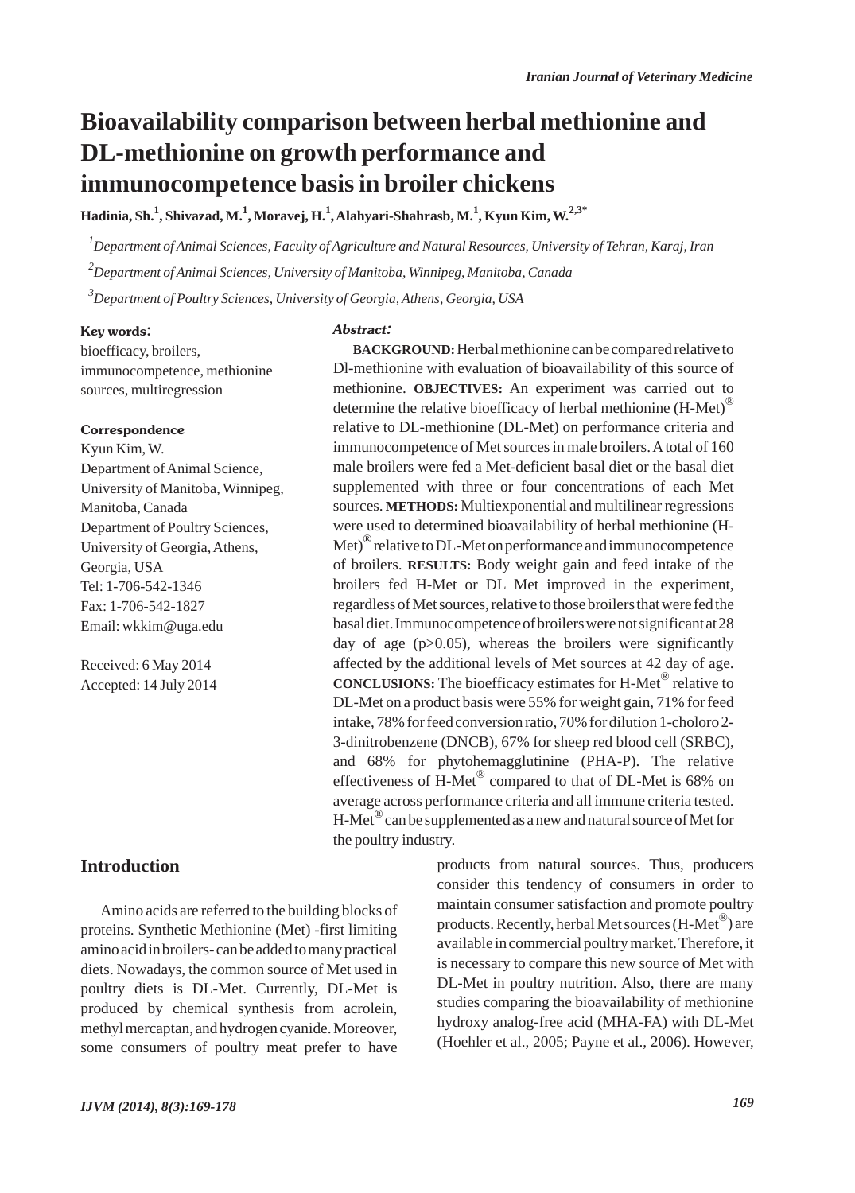# Bioavailability comparison between herbal methionine and DL-methionine on growth performance and immunocompetence basis in broiler chickens

**Hadinia, Sh.[1], Shivazad, M.[1], Moravej, H.[1], Alahyari-Shahrasb, M.[1], Kyun Kim, W.[2,3*]**

[1] *Department of Animal Sciences, Faculty of Agriculture and Natural Resources, University of Tehran, Karaj, Iran*

[2] *Department of Animal Sciences, University of Manitoba, Winnipeg, Manitoba, Canada*

[3] *Department of Poultry Sciences, University of Georgia, Athens, Georgia, USA*

**Key words:**

bioefficacy, broilers, immunocompetence, methionine sources, multiregression

**Correspondence**

Kyun Kim, W.
Department of Animal Science, University of Manitoba, Winnipeg, Manitoba, Canada
Department of Poultry Sciences, University of Georgia, Athens, Georgia, USA
Tel: 1-706-542-1346
Fax: 1-706-542-1827
Email: wkkim@uga.edu

Received: 6 May 2014
Accepted: 14 July 2014

***Abstract:***

**BACKGROUND:** Herbal methionine can be compared relative to Dl-methionine with evaluation of bioavailability of this source of methionine. **OBJECTIVES:** An experiment was carried out to determine the relative bioefficacy of herbal methionine (H-Met)® relative to DL-methionine (DL-Met) on performance criteria and immunocompetence of Met sources in male broilers. A total of 160 male broilers were fed a Met-deficient basal diet or the basal diet supplemented with three or four concentrations of each Met sources. **METHODS:** Multiexponential and multilinear regressions were used to determined bioavailability of herbal methionine (H-Met)® relative to DL-Met on performance and immunocompetence of broilers. **RESULTS:** Body weight gain and feed intake of the broilers fed H-Met or DL Met improved in the experiment, regardless of Met sources, relative to those broilers that were fed the basal diet. Immunocompetence of broilers were not significant at 28 day of age ($p>0.05$), whereas the broilers were significantly affected by the additional levels of Met sources at 42 day of age. **CONCLUSIONS:** The bioefficacy estimates for H-Met® relative to DL-Met on a product basis were 55% for weight gain, 71% for feed intake, 78% for feed conversion ratio, 70% for dilution 1-choloro 2-3-dinitrobenzene (DNCB), 67% for sheep red blood cell (SRBC), and 68% for phytohemagglutinine (PHA-P). The relative effectiveness of H-Met® compared to that of DL-Met is 68% on average across performance criteria and all immune criteria tested. H-Met® can be supplemented as a new and natural source of Met for the poultry industry.

## Introduction

Amino acids are referred to the building blocks of proteins. Synthetic Methionine (Met) -first limiting amino acid in broilers- can be added to many practical diets. Nowadays, the common source of Met used in poultry diets is DL-Met. Currently, DL-Met is produced by chemical synthesis from acrolein, methyl mercaptan, and hydrogen cyanide. Moreover, some consumers of poultry meat prefer to have products from natural sources. Thus, producers consider this tendency of consumers in order to maintain consumer satisfaction and promote poultry products. Recently, herbal Met sources (H-Met®) are available in commercial poultry market. Therefore, it is necessary to compare this new source of Met with DL-Met in poultry nutrition. Also, there are many studies comparing the bioavailability of methionine hydroxy analog-free acid (MHA-FA) with DL-Met (Hoehler et al., 2005; Payne et al., 2006). However,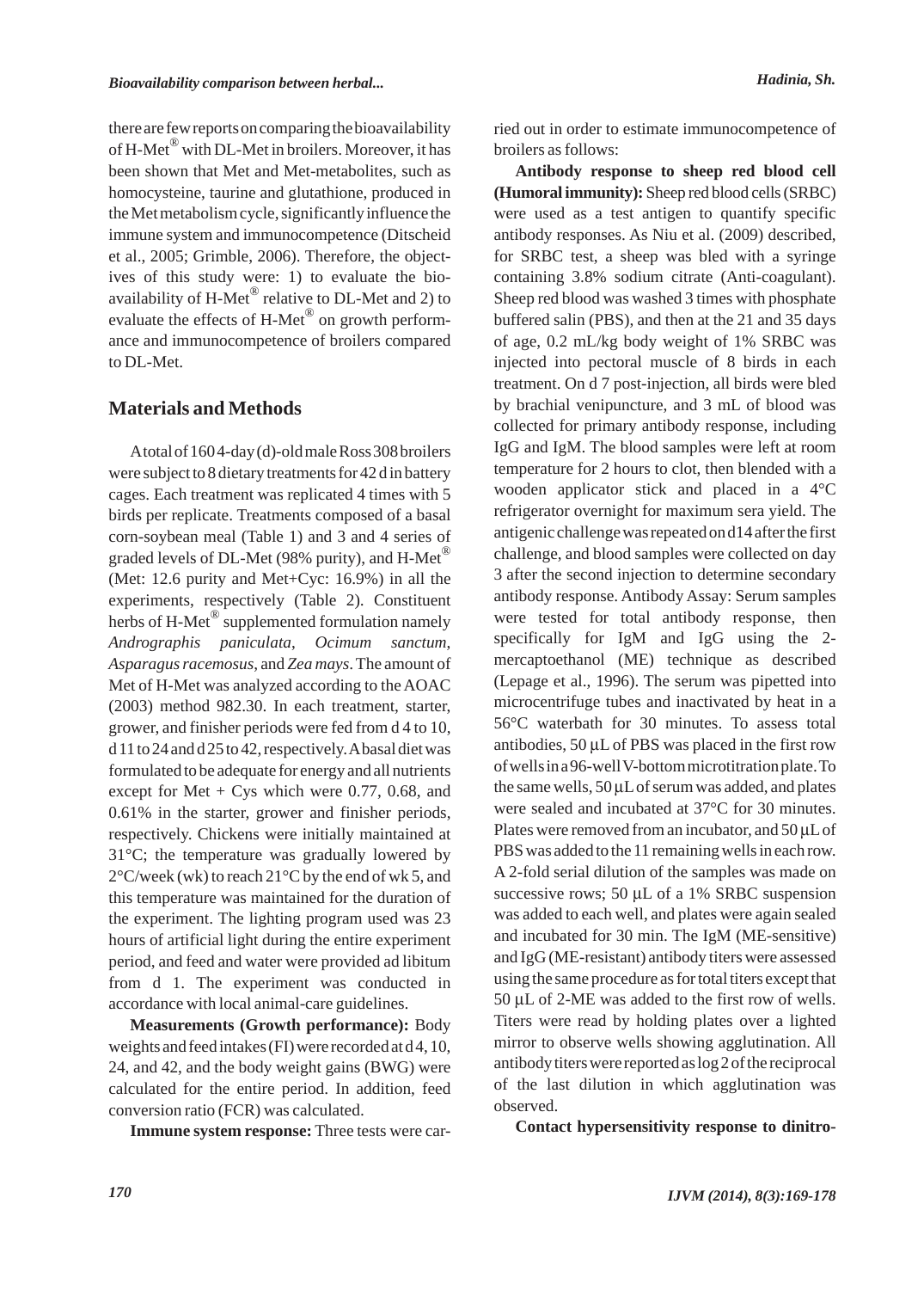there are few reports on comparing the bioavailability of H-Met® with DL-Met in broilers. Moreover, it has been shown that Met and Met-metabolites, such as homocysteine, taurine and glutathione, produced in the Met metabolism cycle, significantly influence the immune system and immunocompetence (Ditscheid et al., 2005; Grimble, 2006). Therefore, the objectives of this study were: 1) to evaluate the bioavailability of H-Met® relative to DL-Met and 2) to evaluate the effects of H-Met® on growth performance and immunocompetence of broilers compared to DL-Met.

## Materials and Methods

A total of 160 4-day (d)-old male Ross 308 broilers were subject to 8 dietary treatments for 42 d in battery cages. Each treatment was replicated 4 times with 5 birds per replicate. Treatments composed of a basal corn-soybean meal (Table 1) and 3 and 4 series of graded levels of DL-Met (98% purity), and H-Met® (Met: 12.6 purity and Met+Cyc: 16.9%) in all the experiments, respectively (Table 2). Constituent herbs of H-Met® supplemented formulation namely *Andrographis paniculata*, *Ocimum sanctum*, *Asparagus racemosus*, and *Zea mays*. The amount of Met of H-Met was analyzed according to the AOAC (2003) method 982.30. In each treatment, starter, grower, and finisher periods were fed from d 4 to 10, d 11 to 24 and d 25 to 42, respectively. A basal diet was formulated to be adequate for energy and all nutrients except for Met + Cys which were 0.77, 0.68, and 0.61% in the starter, grower and finisher periods, respectively. Chickens were initially maintained at 31°C; the temperature was gradually lowered by 2°C/week (wk) to reach 21°C by the end of wk 5, and this temperature was maintained for the duration of the experiment. The lighting program used was 23 hours of artificial light during the entire experiment period, and feed and water were provided ad libitum from d 1. The experiment was conducted in accordance with local animal-care guidelines.

**Measurements (Growth performance):** Body weights and feed intakes (FI) were recorded at d 4, 10, 24, and 42, and the body weight gains (BWG) were calculated for the entire period. In addition, feed conversion ratio (FCR) was calculated.

**Immune system response:** Three tests were carried out in order to estimate immunocompetence of broilers as follows:

**Antibody response to sheep red blood cell (Humoral immunity):** Sheep red blood cells (SRBC) were used as a test antigen to quantify specific antibody responses. As Niu et al. (2009) described, for SRBC test, a sheep was bled with a syringe containing 3.8% sodium citrate (Anti-coagulant). Sheep red blood was washed 3 times with phosphate buffered salin (PBS), and then at the 21 and 35 days of age, 0.2 mL/kg body weight of 1% SRBC was injected into pectoral muscle of 8 birds in each treatment. On d 7 post-injection, all birds were bled by brachial venipuncture, and 3 mL of blood was collected for primary antibody response, including IgG and IgM. The blood samples were left at room temperature for 2 hours to clot, then blended with a wooden applicator stick and placed in a 4°C refrigerator overnight for maximum sera yield. The antigenic challenge was repeated on d 14 after the first challenge, and blood samples were collected on day 3 after the second injection to determine secondary antibody response. Antibody Assay: Serum samples were tested for total antibody response, then specifically for IgM and IgG using the 2-mercaptoethanol (ME) technique as described (Lepage et al., 1996). The serum was pipetted into microcentrifuge tubes and inactivated by heat in a 56°C waterbath for 30 minutes. To assess total antibodies, 50 µL of PBS was placed in the first row of wells in a 96-well V-bottom microtitration plate. To the same wells, 50 µL of serum was added, and plates were sealed and incubated at 37°C for 30 minutes. Plates were removed from an incubator, and 50 µL of PBS was added to the 11 remaining wells in each row. A 2-fold serial dilution of the samples was made on successive rows; 50 µL of a 1% SRBC suspension was added to each well, and plates were again sealed and incubated for 30 min. The IgM (ME-sensitive) and IgG (ME-resistant) antibody titers were assessed using the same procedure as for total titers except that 50 µL of 2-ME was added to the first row of wells. Titers were read by holding plates over a lighted mirror to observe wells showing agglutination. All antibody titers were reported as log 2 of the reciprocal of the last dilution in which agglutination was observed.

**Contact hypersensitivity response to dinitro-**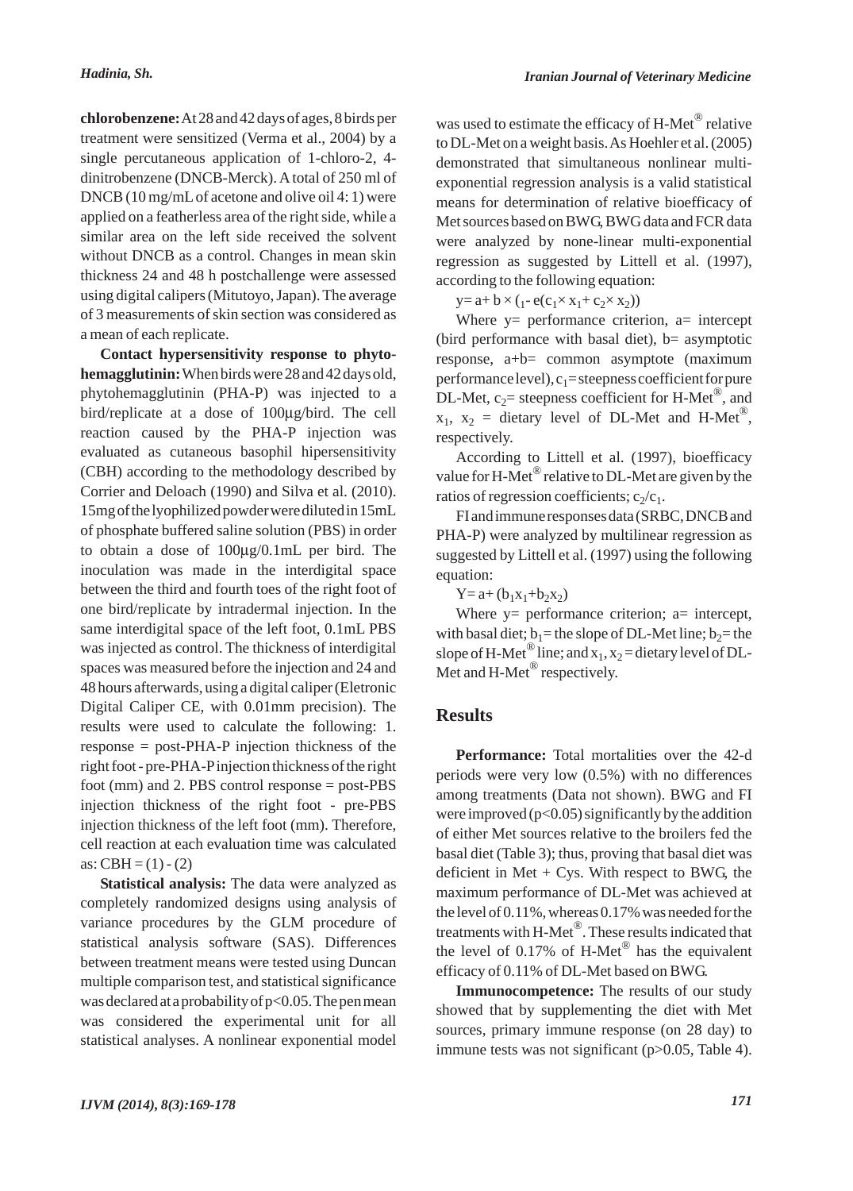**chlorobenzene:** At 28 and 42 days of ages, 8 birds per treatment were sensitized (Verma et al., 2004) by a single percutaneous application of 1-chloro-2, 4-dinitrobenzene (DNCB-Merck). A total of 250 ml of DNCB (10 mg/mL of acetone and olive oil 4: 1) were applied on a featherless area of the right side, while a similar area on the left side received the solvent without DNCB as a control. Changes in mean skin thickness 24 and 48 h postchallenge were assessed using digital calipers (Mitutoyo, Japan). The average of 3 measurements of skin section was considered as a mean of each replicate.

**Contact hypersensitivity response to phytohemagglutinin:** When birds were 28 and 42 days old, phytohemagglutinin (PHA-P) was injected to a bird/replicate at a dose of 100µg/bird. The cell reaction caused by the PHA-P injection was evaluated as cutaneous basophil hipersensitivity (CBH) according to the methodology described by Corrier and Deloach (1990) and Silva et al. (2010). 15mg of the lyophilized powder were diluted in 15mL of phosphate buffered saline solution (PBS) in order to obtain a dose of 100µg/0.1mL per bird. The inoculation was made in the interdigital space between the third and fourth toes of the right foot of one bird/replicate by intradermal injection. In the same interdigital space of the left foot, 0.1mL PBS was injected as control. The thickness of interdigital spaces was measured before the injection and 24 and 48 hours afterwards, using a digital caliper (Eletronic Digital Caliper CE, with 0.01mm precision). The results were used to calculate the following: 1. response = post-PHA-P injection thickness of the right foot - pre-PHA-P injection thickness of the right foot (mm) and 2. PBS control response = post-PBS injection thickness of the right foot - pre-PBS injection thickness of the left foot (mm). Therefore, cell reaction at each evaluation time was calculated as: CBH = (1) - (2)

**Statistical analysis:** The data were analyzed as completely randomized designs using analysis of variance procedures by the GLM procedure of statistical analysis software (SAS). Differences between treatment means were tested using Duncan multiple comparison test, and statistical significance was declared at a probability of $p<0.05$. The pen mean was considered the experimental unit for all statistical analyses. A nonlinear exponential model was used to estimate the efficacy of H-Met® relative to DL-Met on a weight basis. As Hoehler et al. (2005) demonstrated that simultaneous nonlinear multi-exponential regression analysis is a valid statistical means for determination of relative bioefficacy of Met sources based on BWG, BWG data and FCR data were analyzed by none-linear multi-exponential regression as suggested by Littell et al. (1997), according to the following equation:

$$y = a + b \times (_1 - e(c_1 \times x_1 + c_2 \times x_2))$$

Where y= performance criterion, a= intercept (bird performance with basal diet), b= asymptotic response, a+b= common asymptote (maximum performance level), $c_1$ = steepness coefficient for pure DL-Met, $c_2$ = steepness coefficient for H-Met®, and $x_1$, $x_2$ = dietary level of DL-Met and H-Met®, respectively.

According to Littell et al. (1997), bioefficacy value for H-Met® relative to DL-Met are given by the ratios of regression coefficients; $c_2/c_1$.

FI and immune responses data (SRBC, DNCB and PHA-P) were analyzed by multilinear regression as suggested by Littell et al. (1997) using the following equation:

$$Y = a + (b_1x_1 + b_2x_2)$$

Where y= performance criterion; a= intercept, with basal diet; $b_1$ = the slope of DL-Met line; $b_2$ = the slope of H-Met® line; and $x_1$, $x_2$ = dietary level of DL-Met and H-Met® respectively.

## Results

**Performance:** Total mortalities over the 42-d periods were very low (0.5%) with no differences among treatments (Data not shown). BWG and FI were improved ($p<0.05$) significantly by the addition of either Met sources relative to the broilers fed the basal diet (Table 3); thus, proving that basal diet was deficient in Met + Cys. With respect to BWG, the maximum performance of DL-Met was achieved at the level of 0.11%, whereas 0.17% was needed for the treatments with H-Met®. These results indicated that the level of 0.17% of H-Met® has the equivalent efficacy of 0.11% of DL-Met based on BWG.

**Immunocompetence:** The results of our study showed that by supplementing the diet with Met sources, primary immune response (on 28 day) to immune tests was not significant ($p>0.05$, Table 4).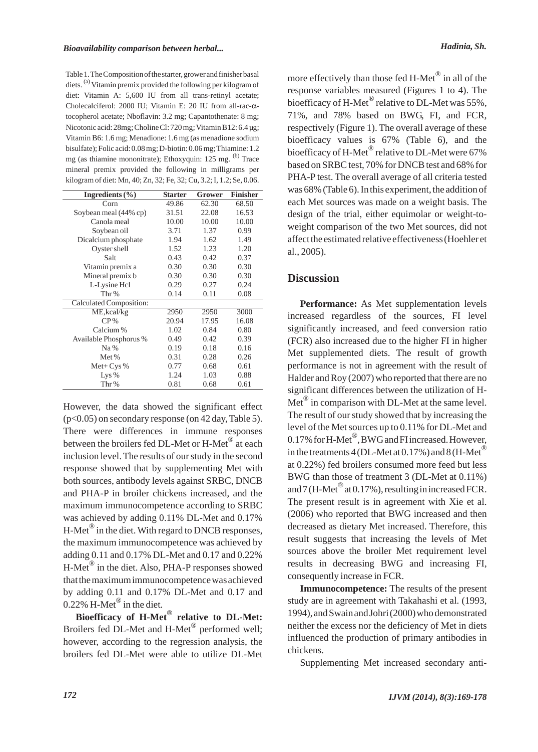Table 1. The Composition of the starter, grower and finisher basal diets. (a) Vitamin premix provided the following per kilogram of diet: Vitamin A: 5,600 IU from all trans-retinyl acetate; Cholecalciferol: 2000 IU; Vitamin E: 20 IU from all-rac-α-tocopherol acetate; Nboflavin: 3.2 mg; Capantothenate: 8 mg; Nicotonic acid: 28mg; Choline Cl: 720 mg; Vitamin B12: 6.4 μg; Vitamin B6: 1.6 mg; Menadione: 1.6 mg (as menadione sodium bisulfate); Folic acid: 0.08 mg; D-biotin: 0.06 mg; Thiamine: 1.2 mg (as thiamine mononitrate); Ethoxyquin: 125 mg. (b) Trace mineral premix provided the following in milligrams per kilogram of diet: Mn, 40; Zn, 32; Fe, 32; Cu, 3.2; I, 1.2; Se, 0.06.

| Ingredients (%) | Starter | Grower | Finisher |
|---|---|---|---|
| Corn | 49.86 | 62.30 | 68.50 |
| Soybean meal (44% cp) | 31.51 | 22.08 | 16.53 |
| Canola meal | 10.00 | 10.00 | 10.00 |
| Soybean oil | 3.71 | 1.37 | 0.99 |
| Dicalcium phosphate | 1.94 | 1.62 | 1.49 |
| Oyster shell | 1.52 | 1.23 | 1.20 |
| Salt | 0.43 | 0.42 | 0.37 |
| Vitamin premix a | 0.30 | 0.30 | 0.30 |
| Mineral premix b | 0.30 | 0.30 | 0.30 |
| L-Lysine Hcl | 0.29 | 0.27 | 0.24 |
| Thr % | 0.14 | 0.11 | 0.08 |
| Calculated Composition: | | | |
| ME,kcal/kg | 2950 | 2950 | 3000 |
| CP % | 20.94 | 17.95 | 16.08 |
| Calcium % | 1.02 | 0.84 | 0.80 |
| Available Phosphorus % | 0.49 | 0.42 | 0.39 |
| Na % | 0.19 | 0.18 | 0.16 |
| Met % | 0.31 | 0.28 | 0.26 |
| Met+ Cys % | 0.77 | 0.68 | 0.61 |
| Lys % | 1.24 | 1.03 | 0.88 |
| Thr % | 0.81 | 0.68 | 0.61 |

However, the data showed the significant effect ($p<0.05$) on secondary response (on 42 day, Table 5). There were differences in immune responses between the broilers fed DL-Met or H-Met® at each inclusion level. The results of our study in the second response showed that by supplementing Met with both sources, antibody levels against SRBC, DNCB and PHA-P in broiler chickens increased, and the maximum immunocompetence according to SRBC was achieved by adding 0.11% DL-Met and 0.17% H-Met® in the diet. With regard to DNCB responses, the maximum immunocompetence was achieved by adding 0.11 and 0.17% DL-Met and 0.17 and 0.22% H-Met® in the diet. Also, PHA-P responses showed that the maximum immunocompetence was achieved by adding 0.11 and 0.17% DL-Met and 0.17 and 0.22% H-Met® in the diet.

**Bioefficacy of H-Met® relative to DL-Met:** Broilers fed DL-Met and H-Met® performed well; however, according to the regression analysis, the broilers fed DL-Met were able to utilize DL-Met more effectively than those fed H-Met® in all of the response variables measured (Figures 1 to 4). The bioefficacy of H-Met® relative to DL-Met was 55%, 71%, and 78% based on BWG, FI, and FCR, respectively (Figure 1). The overall average of these bioefficacy values is 67% (Table 6), and the bioefficacy of H-Met® relative to DL-Met were 67% based on SRBC test, 70% for DNCB test and 68% for PHA-P test. The overall average of all criteria tested was 68% (Table 6). In this experiment, the addition of each Met sources was made on a weight basis. The design of the trial, either equimolar or weight-to-weight comparison of the two Met sources, did not affect the estimated relative effectiveness (Hoehler et al., 2005).

## Discussion

**Performance:** As Met supplementation levels increased regardless of the sources, FI level significantly increased, and feed conversion ratio (FCR) also increased due to the higher FI in higher Met supplemented diets. The result of growth performance is not in agreement with the result of Halder and Roy (2007) who reported that there are no significant differences between the utilization of H-Met® in comparison with DL-Met at the same level. The result of our study showed that by increasing the level of the Met sources up to 0.11% for DL-Met and 0.17% for H-Met®, BWG and FI increased. However, in the treatments 4 (DL-Met at 0.17%) and 8 (H-Met® at 0.22%) fed broilers consumed more feed but less BWG than those of treatment 3 (DL-Met at 0.11%) and 7 (H-Met® at 0.17%), resulting in increased FCR. The present result is in agreement with Xie et al. (2006) who reported that BWG increased and then decreased as dietary Met increased. Therefore, this result suggests that increasing the levels of Met sources above the broiler Met requirement level results in decreasing BWG and increasing FI, consequently increase in FCR.

**Immunocompetence:** The results of the present study are in agreement with Takahashi et al. (1993, 1994), and Swain and Johri (2000) who demonstrated neither the excess nor the deficiency of Met in diets influenced the production of primary antibodies in chickens.

Supplementing Met increased secondary anti-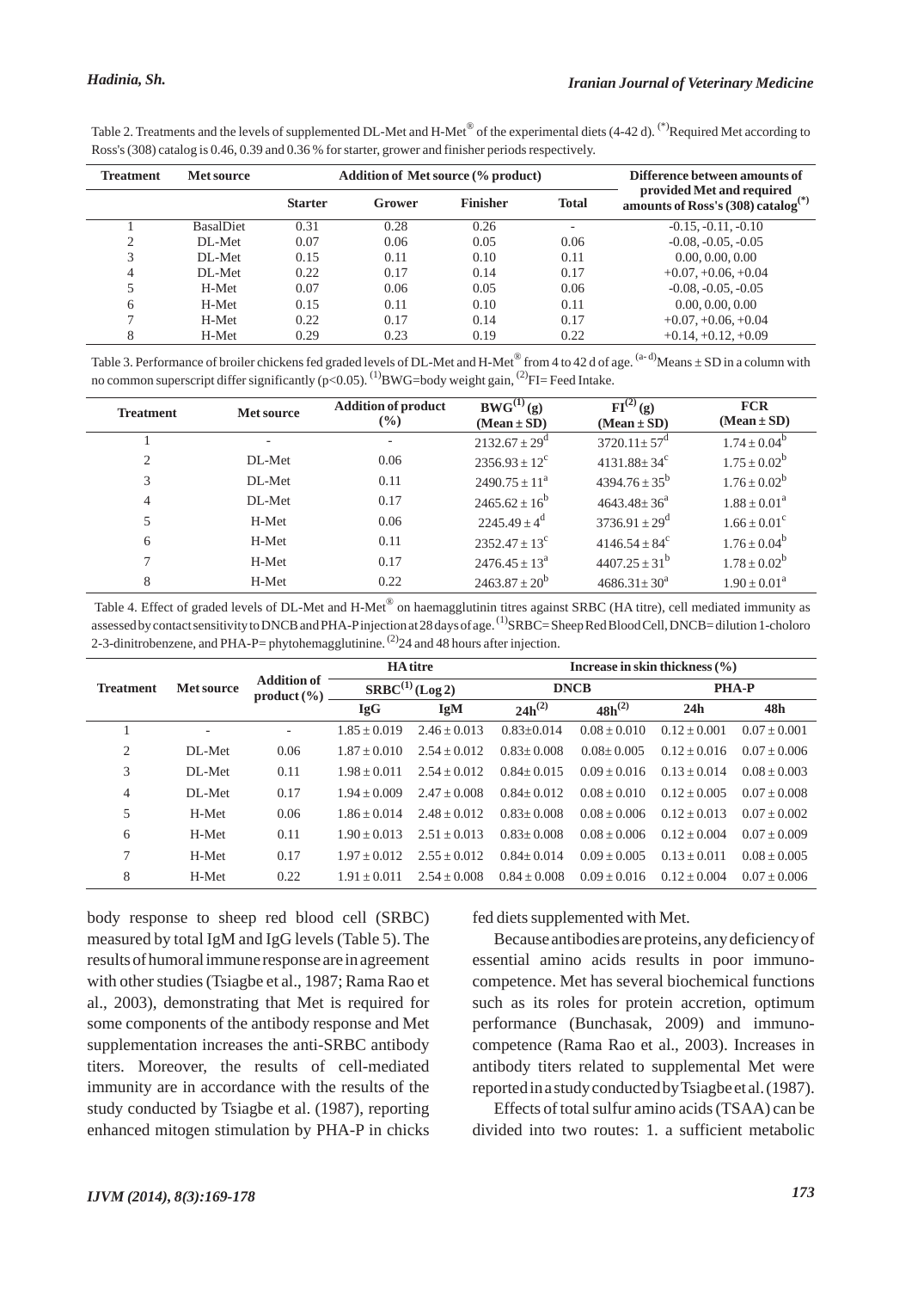Table 2. Treatments and the levels of supplemented DL-Met and H-Met® of the experimental diets (4-42 d). (*)Required Met according to Ross's (308) catalog is 0.46, 0.39 and 0.36 % for starter, grower and finisher periods respectively.

| Treatment | Met source | Addition of Met source (% product) | | | | Difference between amounts of provided Met and required amounts of Ross's (308) catalog(*) |
|---|---|---|---|---|---|---|
| | | Starter | Grower | Finisher | Total | |
| 1 | BasalDiet | 0.31 | 0.28 | 0.26 | - | -0.15, -0.11, -0.10 |
| 2 | DL-Met | 0.07 | 0.06 | 0.05 | 0.06 | -0.08, -0.05, -0.05 |
| 3 | DL-Met | 0.15 | 0.11 | 0.10 | 0.11 | 0.00, 0.00, 0.00 |
| 4 | DL-Met | 0.22 | 0.17 | 0.14 | 0.17 | +0.07, +0.06, +0.04 |
| 5 | H-Met | 0.07 | 0.06 | 0.05 | 0.06 | -0.08, -0.05, -0.05 |
| 6 | H-Met | 0.15 | 0.11 | 0.10 | 0.11 | 0.00, 0.00, 0.00 |
| 7 | H-Met | 0.22 | 0.17 | 0.14 | 0.17 | +0.07, +0.06, +0.04 |
| 8 | H-Met | 0.29 | 0.23 | 0.19 | 0.22 | +0.14, +0.12, +0.09 |

Table 3. Performance of broiler chickens fed graded levels of DL-Met and H-Met® from 4 to 42 d of age. (a-d)Means ± SD in a column with no common superscript differ significantly ($p<0.05$). (1)BWG=body weight gain, (2)FI= Feed Intake.

| Treatment | Met source | Addition of product (%) | BWG(1) (g) (Mean ± SD) | FI(2) (g) (Mean ± SD) | FCR (Mean ± SD) |
|---|---|---|---|---|---|
| 1 | - | - | $2132.67 \pm 29^{d}$ | $3720.11 \pm 57^{d}$ | $1.74 \pm 0.04^{b}$ |
| 2 | DL-Met | 0.06 | $2356.93 \pm 12^{c}$ | $4131.88 \pm 34^{c}$ | $1.75 \pm 0.02^{b}$ |
| 3 | DL-Met | 0.11 | $2490.75 \pm 11^{a}$ | $4394.76 \pm 35^{b}$ | $1.76 \pm 0.02^{b}$ |
| 4 | DL-Met | 0.17 | $2465.62 \pm 16^{b}$ | $4643.48 \pm 36^{a}$ | $1.88 \pm 0.01^{a}$ |
| 5 | H-Met | 0.06 | $2245.49 \pm 4^{d}$ | $3736.91 \pm 29^{d}$ | $1.66 \pm 0.01^{c}$ |
| 6 | H-Met | 0.11 | $2352.47 \pm 13^{c}$ | $4146.54 \pm 84^{c}$ | $1.76 \pm 0.04^{b}$ |
| 7 | H-Met | 0.17 | $2476.45 \pm 13^{a}$ | $4407.25 \pm 31^{b}$ | $1.78 \pm 0.02^{b}$ |
| 8 | H-Met | 0.22 | $2463.87 \pm 20^{b}$ | $4686.31 \pm 30^{a}$ | $1.90 \pm 0.01^{a}$ |

Table 4. Effect of graded levels of DL-Met and H-Met® on haemagglutinin titres against SRBC (HA titre), cell mediated immunity as assessed by contact sensitivity to DNCB and PHA-P injection at 28 days of age. (1)SRBC= Sheep Red Blood Cell, DNCB= dilution 1-choloro 2-3-dinitrobenzene, and PHA-P= phytohemagglutinine. (2)24 and 48 hours after injection.

| Treatment | Met source | Addition of product (%) | HA titre | | Increase in skin thickness (%) | | | |
|---|---|---|---|---|---|---|---|---|
| | | | SRBC(1) (Log 2) | | DNCB | | PHA-P | |
| | | | IgG | IgM | 24h(2) | 48h(2) | 24h | 48h |
| 1 | - | - | 1.85 ± 0.019 | 2.46 ± 0.013 | 0.83±0.014 | 0.08 ± 0.010 | 0.12 ± 0.001 | 0.07 ± 0.001 |
| 2 | DL-Met | 0.06 | 1.87 ± 0.010 | 2.54 ± 0.012 | 0.83± 0.008 | 0.08± 0.005 | 0.12 ± 0.016 | 0.07 ± 0.006 |
| 3 | DL-Met | 0.11 | 1.98 ± 0.011 | 2.54 ± 0.012 | 0.84± 0.015 | 0.09 ± 0.016 | 0.13 ± 0.014 | 0.08 ± 0.003 |
| 4 | DL-Met | 0.17 | 1.94 ± 0.009 | 2.47 ± 0.008 | 0.84± 0.012 | 0.08 ± 0.010 | 0.12 ± 0.005 | 0.07 ± 0.008 |
| 5 | H-Met | 0.06 | 1.86 ± 0.014 | 2.48 ± 0.012 | 0.83± 0.008 | 0.08 ± 0.006 | 0.12 ± 0.013 | 0.07 ± 0.002 |
| 6 | H-Met | 0.11 | 1.90 ± 0.013 | 2.51 ± 0.013 | 0.83± 0.008 | 0.08 ± 0.006 | 0.12 ± 0.004 | 0.07 ± 0.009 |
| 7 | H-Met | 0.17 | 1.97 ± 0.012 | 2.55 ± 0.012 | 0.84± 0.014 | 0.09 ± 0.005 | 0.13 ± 0.011 | 0.08 ± 0.005 |
| 8 | H-Met | 0.22 | 1.91 ± 0.011 | 2.54 ± 0.008 | 0.84 ± 0.008 | 0.09 ± 0.016 | 0.12 ± 0.004 | 0.07 ± 0.006 |

body response to sheep red blood cell (SRBC) measured by total IgM and IgG levels (Table 5). The results of humoral immune response are in agreement with other studies (Tsiagbe et al., 1987; Rama Rao et al., 2003), demonstrating that Met is required for some components of the antibody response and Met supplementation increases the anti-SRBC antibody titers. Moreover, the results of cell-mediated immunity are in accordance with the results of the study conducted by Tsiagbe et al. (1987), reporting enhanced mitogen stimulation by PHA-P in chicks fed diets supplemented with Met.

Because antibodies are proteins, any deficiency of essential amino acids results in poor immuno-competence. Met has several biochemical functions such as its roles for protein accretion, optimum performance (Bunchasak, 2009) and immuno-competence (Rama Rao et al., 2003). Increases in antibody titers related to supplemental Met were reported in a study conducted by Tsiagbe et al. (1987).

Effects of total sulfur amino acids (TSAA) can be divided into two routes: 1. a sufficient metabolic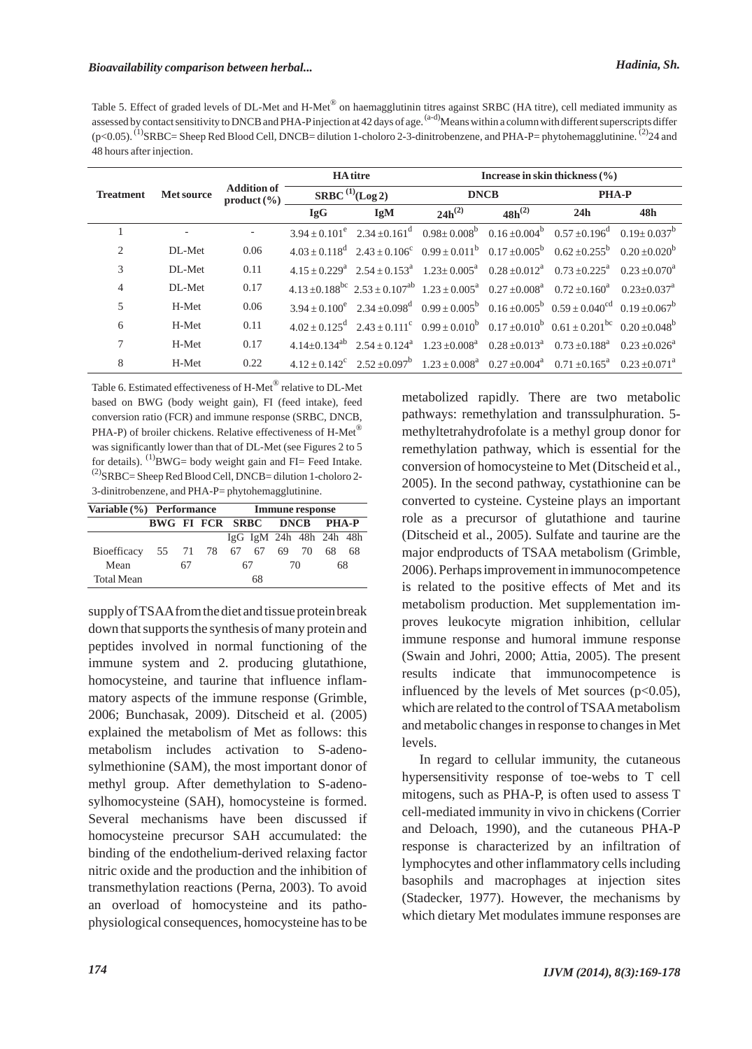Table 5. Effect of graded levels of DL-Met and H-Met® on haemagglutinin titres against SRBC (HA titre), cell mediated immunity as assessed by contact sensitivity to DNCB and PHA-P injection at 42 days of age. [(a-d)]Means within a column with different superscripts differ ($p<0.05$). [(1)]SRBC= Sheep Red Blood Cell, DNCB= dilution 1-choloro 2-3-dinitrobenzene, and PHA-P= phytohemagglutinine. [(2)]24 and 48 hours after injection.

| Treatment | Met source | Addition of product (%) | HA titre SRBC [(1)](Log 2) | | Increase in skin thickness (%) | | | |
|---|---|---|---|---|---|---|---|---|
| | | | | | DNCB | | PHA-P | |
| | | | IgG | IgM | 24h[(2)] | 48h[(2)] | 24h | 48h |
| 1 | - | - | $3.94 \pm 0.101^{e}$ | $2.34 \pm 0.161^{d}$ | $0.98 \pm 0.008^{b}$ | $0.16 \pm 0.004^{b}$ | $0.57 \pm 0.196^{d}$ | $0.19 \pm 0.037^{b}$ |
| 2 | DL-Met | 0.06 | $4.03 \pm 0.118^{d}$ | $2.43 \pm 0.106^{c}$ | $0.99 \pm 0.011^{b}$ | $0.17 \pm 0.005^{b}$ | $0.62 \pm 0.255^{b}$ | $0.20 \pm 0.020^{b}$ |
| 3 | DL-Met | 0.11 | $4.15 \pm 0.229^{a}$ | $2.54 \pm 0.153^{a}$ | $1.23 \pm 0.005^{a}$ | $0.28 \pm 0.012^{a}$ | $0.73 \pm 0.225^{a}$ | $0.23 \pm 0.070^{a}$ |
| 4 | DL-Met | 0.17 | $4.13 \pm 0.188^{bc}$ | $2.53 \pm 0.107^{ab}$ | $1.23 \pm 0.005^{a}$ | $0.27 \pm 0.008^{a}$ | $0.72 \pm 0.160^{a}$ | $0.23 \pm 0.037^{a}$ |
| 5 | H-Met | 0.06 | $3.94 \pm 0.100^{e}$ | $2.34 \pm 0.098^{d}$ | $0.99 \pm 0.005^{b}$ | $0.16 \pm 0.005^{b}$ | $0.59 \pm 0.040^{cd}$ | $0.19 \pm 0.067^{b}$ |
| 6 | H-Met | 0.11 | $4.02 \pm 0.125^{d}$ | $2.43 \pm 0.111^{c}$ | $0.99 \pm 0.010^{b}$ | $0.17 \pm 0.010^{b}$ | $0.61 \pm 0.201^{bc}$ | $0.20 \pm 0.048^{b}$ |
| 7 | H-Met | 0.17 | $4.14 \pm 0.134^{ab}$ | $2.54 \pm 0.124^{a}$ | $1.23 \pm 0.008^{a}$ | $0.28 \pm 0.013^{a}$ | $0.73 \pm 0.188^{a}$ | $0.23 \pm 0.026^{a}$ |
| 8 | H-Met | 0.22 | $4.12 \pm 0.142^{c}$ | $2.52 \pm 0.097^{b}$ | $1.23 \pm 0.008^{a}$ | $0.27 \pm 0.004^{a}$ | $0.71 \pm 0.165^{a}$ | $0.23 \pm 0.071^{a}$ |

Table 6. Estimated effectiveness of H-Met® relative to DL-Met based on BWG (body weight gain), FI (feed intake), feed conversion ratio (FCR) and immune response (SRBC, DNCB, PHA-P) of broiler chickens. Relative effectiveness of H-Met® was significantly lower than that of DL-Met (see Figures 2 to 5 for details). [(1)]BWG= body weight gain and FI= Feed Intake. [(2)]SRBC= Sheep Red Blood Cell, DNCB= dilution 1-choloro 2-3-dinitrobenzene, and PHA-P= phytohemagglutinine.

| Variable (%) | Performance | | | Immune response | | | | | |
|---|---|---|---|---|---|---|---|---|---|
| | BWG | FI | FCR | SRBC | | DNCB | | PHA-P | |
| | | | | IgG | IgM | 24h | 48h | 24h | 48h |
| Bioefficacy | 55 | 71 | 78 | 67 | 67 | 69 | 70 | 68 | 68 |
| Mean | | 67 | | 67 | | 70 | | 68 | |
| Total Mean | | | | | 68 | | | | |

supply of TSAA from the diet and tissue protein break down that supports the synthesis of many protein and peptides involved in normal functioning of the immune system and 2. producing glutathione, homocysteine, and taurine that influence inflammatory aspects of the immune response (Grimble, 2006; Bunchasak, 2009). Ditscheid et al. (2005) explained the metabolism of Met as follows: this metabolism includes activation to S-adenosylmethionine (SAM), the most important donor of methyl group. After demethylation to S-adenosylhomocysteine (SAH), homocysteine is formed. Several mechanisms have been discussed if homocysteine precursor SAH accumulated: the binding of the endothelium-derived relaxing factor nitric oxide and the production and the inhibition of transmethylation reactions (Perna, 2003). To avoid an overload of homocysteine and its pathophysiological consequences, homocysteine has to be metabolized rapidly. There are two metabolic pathways: remethylation and transsulphuration. 5-methyltetrahydrofolate is a methyl group donor for remethylation pathway, which is essential for the conversion of homocysteine to Met (Ditscheid et al., 2005). In the second pathway, cystathionine can be converted to cysteine. Cysteine plays an important role as a precursor of glutathione and taurine (Ditscheid et al., 2005). Sulfate and taurine are the major endproducts of TSAA metabolism (Grimble, 2006). Perhaps improvement in immunocompetence is related to the positive effects of Met and its metabolism production. Met supplementation improves leukocyte migration inhibition, cellular immune response and humoral immune response (Swain and Johri, 2000; Attia, 2005). The present results indicate that immunocompetence is influenced by the levels of Met sources ($p<0.05$), which are related to the control of TSAA metabolism and metabolic changes in response to changes in Met levels.

In regard to cellular immunity, the cutaneous hypersensitivity response of toe-webs to T cell mitogens, such as PHA-P, is often used to assess T cell-mediated immunity in vivo in chickens (Corrier and Deloach, 1990), and the cutaneous PHA-P response is characterized by an infiltration of lymphocytes and other inflammatory cells including basophils and macrophages at injection sites (Stadecker, 1977). However, the mechanisms by which dietary Met modulates immune responses are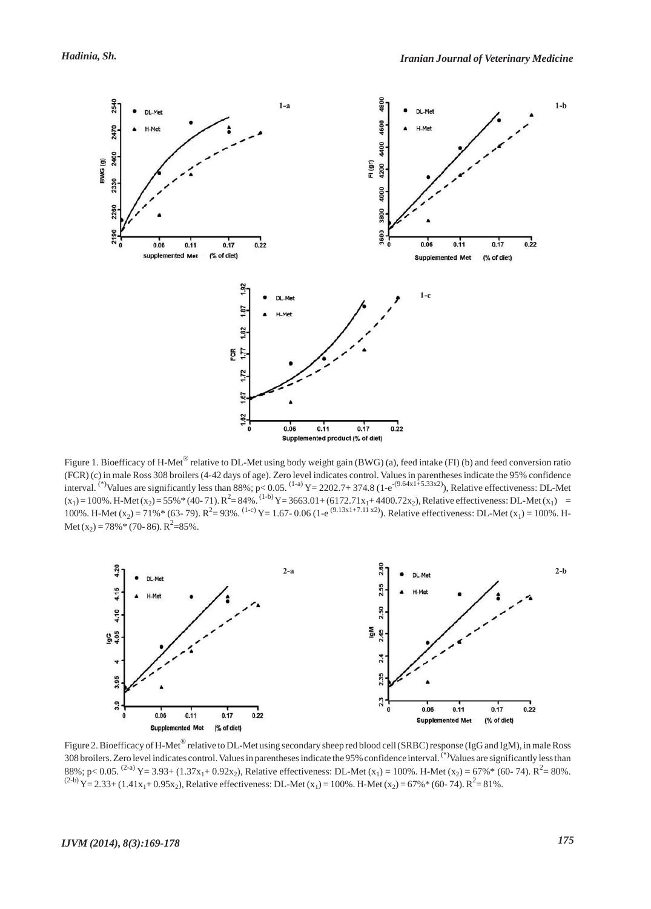Figure 1. Bioefficacy of H-Met® relative to DL-Met using body weight gain (BWG) (a), feed intake (FI) (b) and feed conversion ratio (FCR) (c) in male Ross 308 broilers (4-42 days of age). Zero level indicates control. Values in parentheses indicate the 95% confidence interval. (*)Values are significantly less than 88%; $p < 0.05$. (1-a) $Y = 2202.7 + 374.8\,(1 - e^{-(9.64x_1 + 5.33x_2)})$, Relative effectiveness: DL-Met ($x_1$) = 100%. H-Met ($x_2$) = 55%* (40- 71). $R^2 = 84\%$. (1-b) $Y = 3663.01 + (6172.71x_1 + 4400.72x_2)$, Relative effectiveness: DL-Met ($x_1$) = 100%. H-Met ($x_2$) = 71%* (63- 79). $R^2 = 93\%$. (1-c) $Y = 1.67 - 0.06\,(1 - e^{(9.13x_1 + 7.11x_2)})$. Relative effectiveness: DL-Met ($x_1$) = 100%. H-Met ($x_2$) = 78%* (70- 86). $R^2 = 85\%$.

Figure 2. Bioefficacy of H-Met® relative to DL-Met using secondary sheep red blood cell (SRBC) response (IgG and IgM), in male Ross 308 broilers. Zero level indicates control. Values in parentheses indicate the 95% confidence interval. (*)Values are significantly less than 88%; $p < 0.05$. (2-a) $Y = 3.93 + (1.37x_1 + 0.92x_2)$, Relative effectiveness: DL-Met ($x_1$) = 100%. H-Met ($x_2$) = 67%* (60- 74). $R^2 = 80\%$. (2-b) $Y = 2.33 + (1.41x_1 + 0.95x_2)$, Relative effectiveness: DL-Met ($x_1$) = 100%. H-Met ($x_2$) = 67%* (60- 74). $R^2 = 81\%$.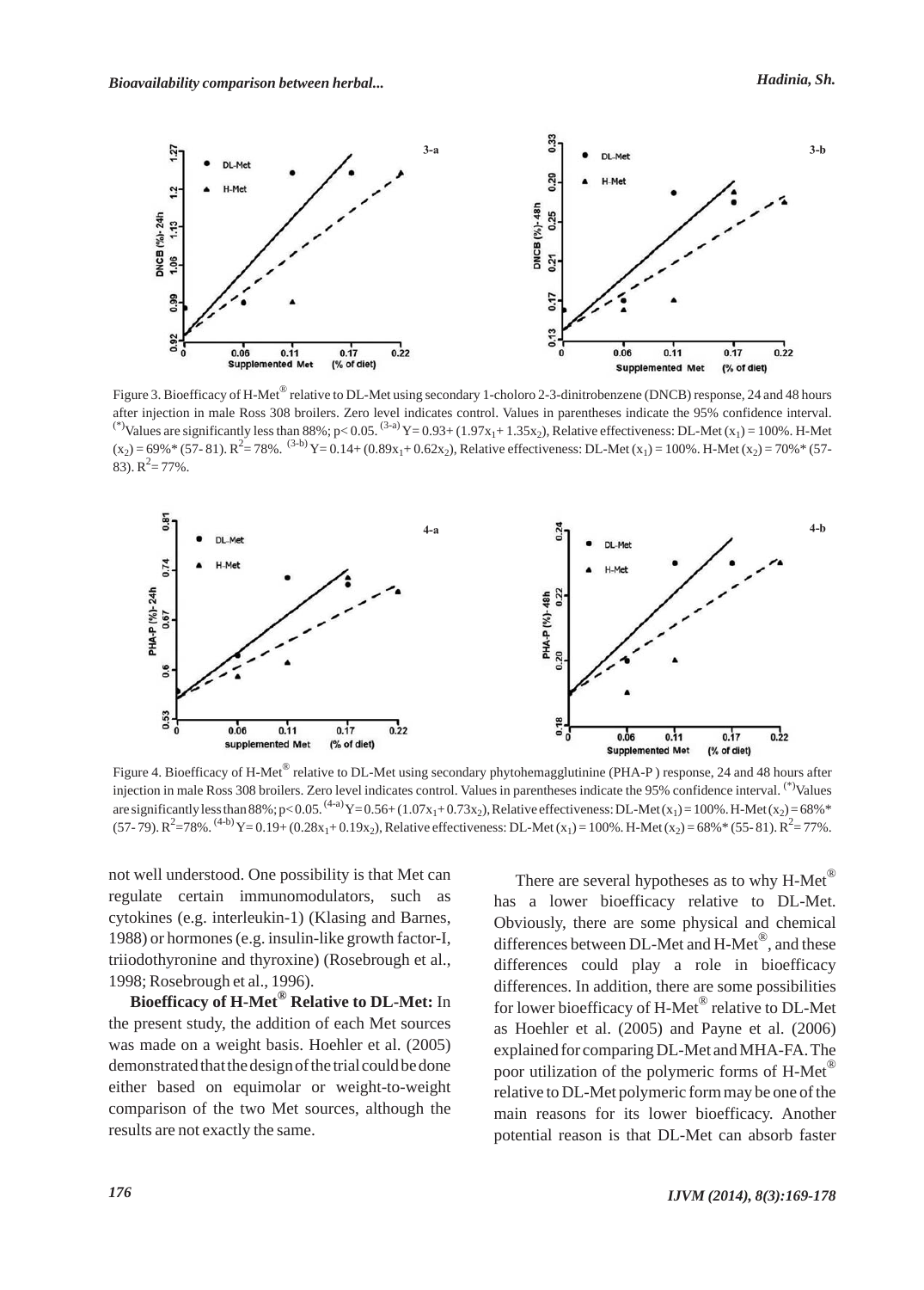Figure 3. Bioefficacy of H-Met® relative to DL-Met using secondary 1-choloro 2-3-dinitrobenzene (DNCB) response, 24 and 48 hours after injection in male Ross 308 broilers. Zero level indicates control. Values in parentheses indicate the 95% confidence interval. (*)Values are significantly less than 88%; $p< 0.05$. (3-a) $Y= 0.93+ (1.97x_1+ 1.35x_2)$, Relative effectiveness: DL-Met ($x_1$) = 100%. H-Met ($x_2$) = 69%* (57- 81). $R^2$= 78%. (3-b) $Y= 0.14+ (0.89x_1+ 0.62x_2)$, Relative effectiveness: DL-Met ($x_1$) = 100%. H-Met ($x_2$) = 70%* (57- 83). $R^2$= 77%.

Figure 4. Bioefficacy of H-Met® relative to DL-Met using secondary phytohemagglutinine (PHA-P ) response, 24 and 48 hours after injection in male Ross 308 broilers. Zero level indicates control. Values in parentheses indicate the 95% confidence interval. (*)Values are significantly less than 88%; $p<0.05$. (4-a) $Y= 0.56+ (1.07x_1+ 0.73x_2)$, Relative effectiveness: DL-Met ($x_1$) = 100%. H-Met ($x_2$) = 68%* (57- 79). $R^2$=78%. (4-b) $Y= 0.19+ (0.28x_1+ 0.19x_2)$, Relative effectiveness: DL-Met ($x_1$) = 100%. H-Met ($x_2$) = 68%* (55- 81). $R^2$= 77%.

not well understood. One possibility is that Met can regulate certain immunomodulators, such as cytokines (e.g. interleukin-1) (Klasing and Barnes, 1988) or hormones (e.g. insulin-like growth factor-I, triiodothyronine and thyroxine) (Rosebrough et al., 1998; Rosebrough et al., 1996).

**Bioefficacy of H-Met® Relative to DL-Met:** In the present study, the addition of each Met sources was made on a weight basis. Hoehler et al. (2005) demonstrated that the design of the trial could be done either based on equimolar or weight-to-weight comparison of the two Met sources, although the results are not exactly the same.

There are several hypotheses as to why H-Met® has a lower bioefficacy relative to DL-Met. Obviously, there are some physical and chemical differences between DL-Met and H-Met®, and these differences could play a role in bioefficacy differences. In addition, there are some possibilities for lower bioefficacy of H-Met® relative to DL-Met as Hoehler et al. (2005) and Payne et al. (2006) explained for comparing DL-Met and MHA-FA. The poor utilization of the polymeric forms of H-Met® relative to DL-Met polymeric form may be one of the main reasons for its lower bioefficacy. Another potential reason is that DL-Met can absorb faster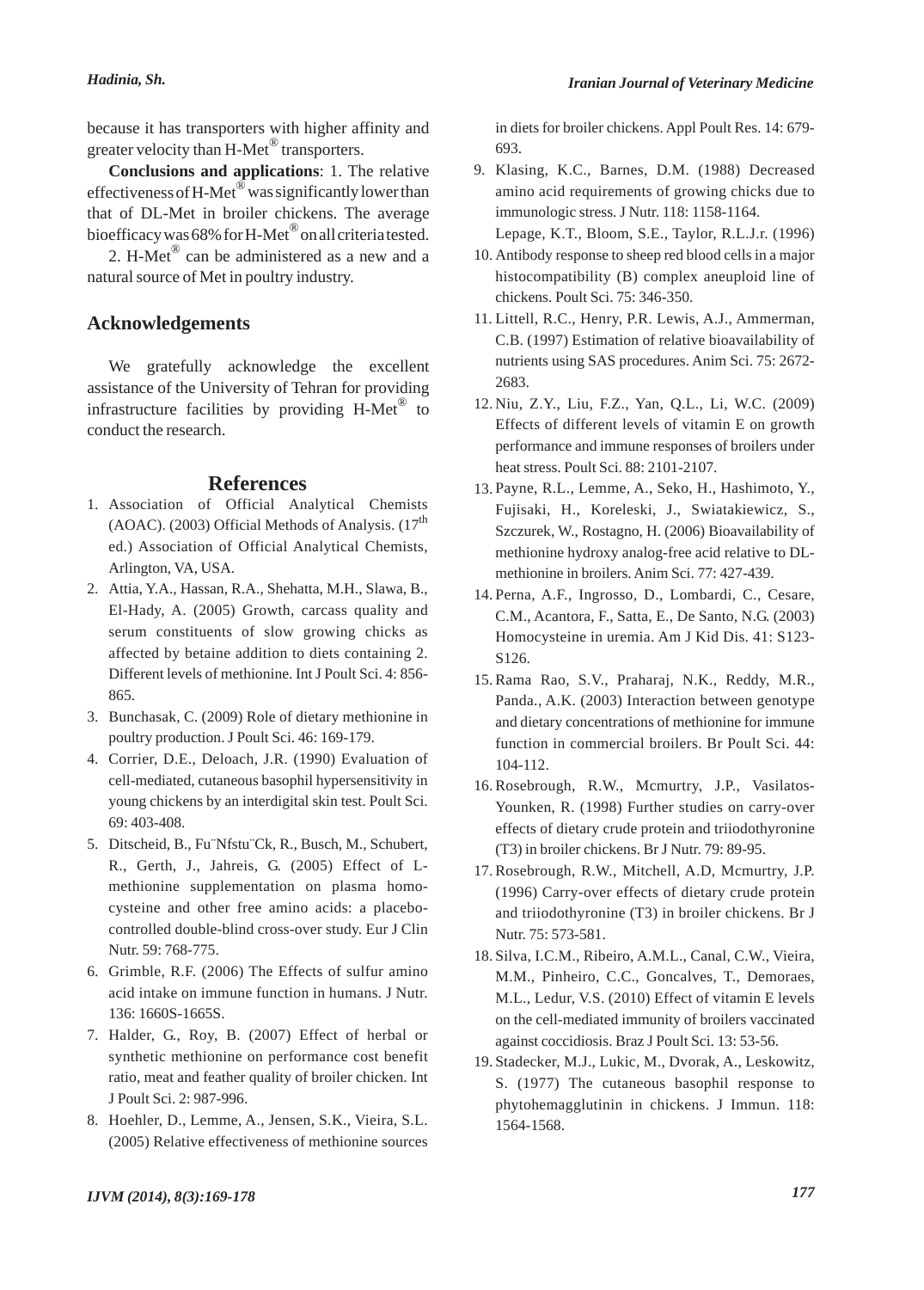because it has transporters with higher affinity and greater velocity than H-Met® transporters.

**Conclusions and applications**: 1. The relative effectiveness of H-Met® was significantly lower than that of DL-Met in broiler chickens. The average bioefficacy was 68% for H-Met® on all criteria tested.

2. H-Met® can be administered as a new and a natural source of Met in poultry industry.

## Acknowledgements

We gratefully acknowledge the excellent assistance of the University of Tehran for providing infrastructure facilities by providing H-Met® to conduct the research.

## References

1. Association of Official Analytical Chemists (AOAC). (2003) Official Methods of Analysis. (17th ed.) Association of Official Analytical Chemists, Arlington, VA, USA.
2. Attia, Y.A., Hassan, R.A., Shehatta, M.H., Slawa, B., El-Hady, A. (2005) Growth, carcass quality and serum constituents of slow growing chicks as affected by betaine addition to diets containing 2. Different levels of methionine. Int J Poult Sci. 4: 856-865.
3. Bunchasak, C. (2009) Role of dietary methionine in poultry production. J Poult Sci. 46: 169-179.
4. Corrier, D.E., Deloach, J.R. (1990) Evaluation of cell-mediated, cutaneous basophil hypersensitivity in young chickens by an interdigital skin test. Poult Sci. 69: 403-408.
5. Ditscheid, B., Fu¨Nfstu¨Ck, R., Busch, M., Schubert, R., Gerth, J., Jahreis, G. (2005) Effect of L-methionine supplementation on plasma homocysteine and other free amino acids: a placebo-controlled double-blind cross-over study. Eur J Clin Nutr. 59: 768-775.
6. Grimble, R.F. (2006) The Effects of sulfur amino acid intake on immune function in humans. J Nutr. 136: 1660S-1665S.
7. Halder, G., Roy, B. (2007) Effect of herbal or synthetic methionine on performance cost benefit ratio, meat and feather quality of broiler chicken. Int J Poult Sci. 2: 987-996.
8. Hoehler, D., Lemme, A., Jensen, S.K., Vieira, S.L. (2005) Relative effectiveness of methionine sources in diets for broiler chickens. Appl Poult Res. 14: 679-693.
9. Klasing, K.C., Barnes, D.M. (1988) Decreased amino acid requirements of growing chicks due to immunologic stress. J Nutr. 118: 1158-1164.
10. Lepage, K.T., Bloom, S.E., Taylor, R.L.J.r. (1996) Antibody response to sheep red blood cells in a major histocompatibility (B) complex aneuploid line of chickens. Poult Sci. 75: 346-350.
11. Littell, R.C., Henry, P.R. Lewis, A.J., Ammerman, C.B. (1997) Estimation of relative bioavailability of nutrients using SAS procedures. Anim Sci. 75: 2672-2683.
12. Niu, Z.Y., Liu, F.Z., Yan, Q.L., Li, W.C. (2009) Effects of different levels of vitamin E on growth performance and immune responses of broilers under heat stress. Poult Sci. 88: 2101-2107.
13. Payne, R.L., Lemme, A., Seko, H., Hashimoto, Y., Fujisaki, H., Koreleski, J., Swiatakiewicz, S., Szczurek, W., Rostagno, H. (2006) Bioavailability of methionine hydroxy analog-free acid relative to DL-methionine in broilers. Anim Sci. 77: 427-439.
14. Perna, A.F., Ingrosso, D., Lombardi, C., Cesare, C.M., Acantora, F., Satta, E., De Santo, N.G. (2003) Homocysteine in uremia. Am J Kid Dis. 41: S123-S126.
15. Rama Rao, S.V., Praharaj, N.K., Reddy, M.R., Panda., A.K. (2003) Interaction between genotype and dietary concentrations of methionine for immune function in commercial broilers. Br Poult Sci. 44: 104-112.
16. Rosebrough, R.W., Mcmurtry, J.P., Vasilatos-Younken, R. (1998) Further studies on carry-over effects of dietary crude protein and triiodothyronine (T3) in broiler chickens. Br J Nutr. 79: 89-95.
17. Rosebrough, R.W., Mitchell, A.D, Mcmurtry, J.P. (1996) Carry-over effects of dietary crude protein and triiodothyronine (T3) in broiler chickens. Br J Nutr. 75: 573-581.
18. Silva, I.C.M., Ribeiro, A.M.L., Canal, C.W., Vieira, M.M., Pinheiro, C.C., Goncalves, T., Demoraes, M.L., Ledur, V.S. (2010) Effect of vitamin E levels on the cell-mediated immunity of broilers vaccinated against coccidiosis. Braz J Poult Sci. 13: 53-56.
19. Stadecker, M.J., Lukic, M., Dvorak, A., Leskowitz, S. (1977) The cutaneous basophil response to phytohemagglutinin in chickens. J Immun. 118: 1564-1568.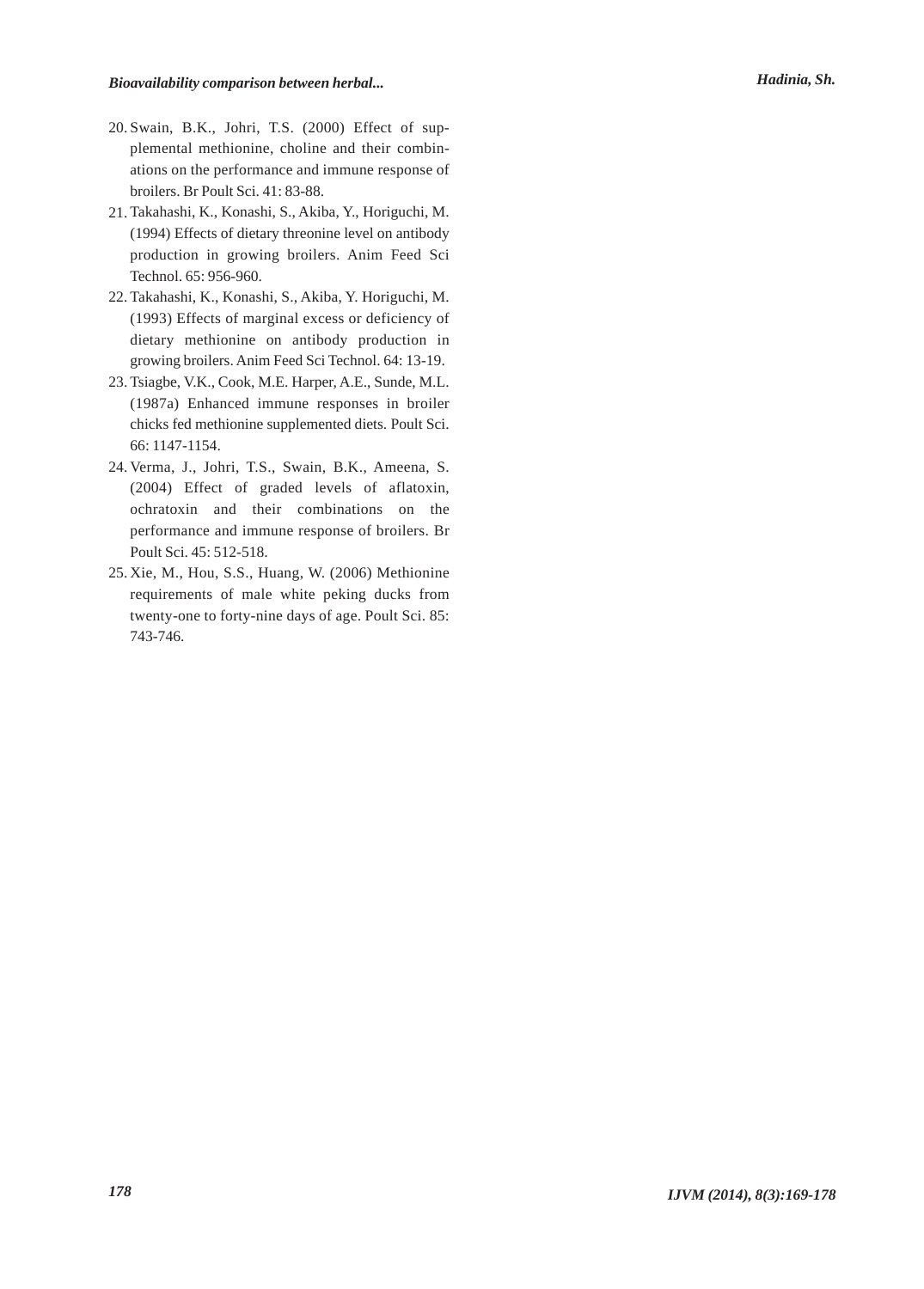20. Swain, B.K., Johri, T.S. (2000) Effect of supplemental methionine, choline and their combinations on the performance and immune response of broilers. Br Poult Sci. 41: 83-88.
21. Takahashi, K., Konashi, S., Akiba, Y., Horiguchi, M. (1994) Effects of dietary threonine level on antibody production in growing broilers. Anim Feed Sci Technol. 65: 956-960.
22. Takahashi, K., Konashi, S., Akiba, Y. Horiguchi, M. (1993) Effects of marginal excess or deficiency of dietary methionine on antibody production in growing broilers. Anim Feed Sci Technol. 64: 13-19.
23. Tsiagbe, V.K., Cook, M.E. Harper, A.E., Sunde, M.L. (1987a) Enhanced immune responses in broiler chicks fed methionine supplemented diets. Poult Sci. 66: 1147-1154.
24. Verma, J., Johri, T.S., Swain, B.K., Ameena, S. (2004) Effect of graded levels of aflatoxin, ochratoxin and their combinations on the performance and immune response of broilers. Br Poult Sci. 45: 512-518.
25. Xie, M., Hou, S.S., Huang, W. (2006) Methionine requirements of male white peking ducks from twenty-one to forty-nine days of age. Poult Sci. 85: 743-746.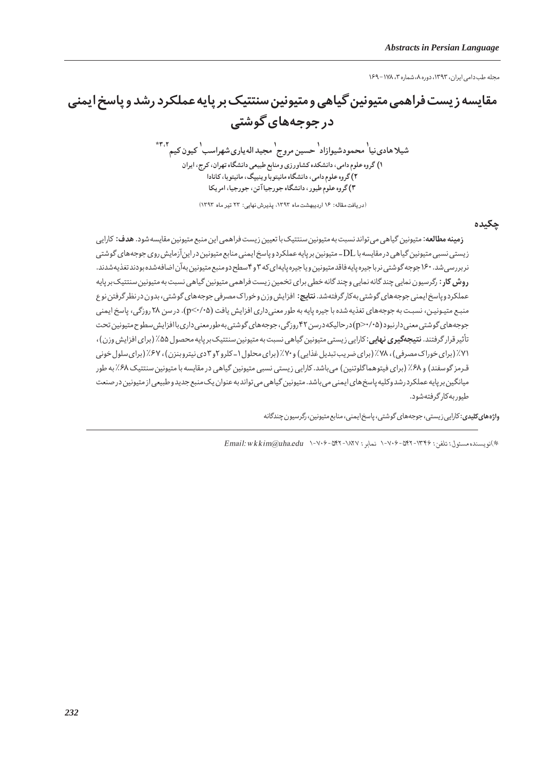# مقایسه زیست فراهمی متیونین گیاهی و متیونین سنتتیک بر پایه عملکرد رشد و پاسخ ایمنی در جوجه‌های گوشتی

**شیلا هادی‌نیا[1] محمود شیوازاد[1] حسین مروج[1] مجید اله‌یاری شهراسب[1] کیون کیم[2،3]***

**۱) گروه علوم دامی، دانشکده کشاورزی و منابع طبیعی دانشگاه تهران، کرج، ایران**
**۲) گروه علوم دامی، دانشگاه مانیتوبا وینیپگ، مانیتوبا، کانادا**
**۳) گروه علوم طیور، دانشگاه جورجیا آتن، جورجیا، امریکا**

(دریافت مقاله: ۱۶ اردیبهشت ماه ۱۳۹۳، پذیرش نهایی: ۲۳ تیر ماه ۱۳۹۳)

## چکیده

**زمینه مطالعه:** متیونین گیاهی می‌تواند نسبت به متیونین سنتتیک با تعیین زیست فراهمی این منبع متیونین مقایسه شود. **هدف:** کارایی زیستی نسبی متیونین گیاهی در مقایسه با DL ـ متیونین بر پایه عملکرد و پاسخ ایمنی منابع متیونین در این آزمایش روی جوجه‌های گوشتی نر بررسی شد. ۱۶۰ جوجه گوشتی نر با جیره پایه فاقد متیونین و یا جیره پایه‌ای که ۳ و ۴ سطح دو منبع متیونین به‌آن اضافه شده بودند تغذیه شدند. **روش کار:** رگرسیون نمایی چندگانه نمایی و چندگانه خطی برای تخمین زیست فراهمی متیونین گیاهی نسبت به متیونین سنتتیک بر پایه عملکرد و پاسخ ایمنی جوجه‌های گوشتی به‌کار گرفته شد. **نتایج:** افزایش وزن و خوراک مصرفی جوجه‌های گوشتی، بدون در نظر گرفتن نوع منبع متیونین، نسبت به جوجه‌های تغذیه شده با جیره پایه به طور معنی‌داری افزایش یافت ($p<0/05$). در سن ۲۸ روزگی، پاسخ ایمنی جوجه‌های گوشتی معنی‌دار نبود ($p>0/05$) در حالیکه در سن ۴۲ روزگی، جوجه‌های گوشتی به طور معنی‌داری با افزایش سطوح متیونین تحت تأثیر قرار گرفتند. **نتیجه‌گیری نهایی:** کارایی زیستی متیونین گیاهی نسبت به متیونین سنتتیک بر پایه محصول ۵۵٪ (برای افزایش وزن)، ۷۱٪ (برای خوراک مصرفی)، ۷۸٪ (برای ضریب تبدیل غذایی) و ۷۰٪ (برای محلول ۱ـ کلرو ۲ و ۳ دی نیتروبنزن)، ۶۷٪ (برای سلول خونی قرمز گوسفند) و ۶۸٪ (برای فیتوهماگلوتنین) می‌باشد. کارایی زیستی نسبی متیونین گیاهی در مقایسه با متیونین سنتتیک ۶۸٪ به طور میانگین بر پایه عملکرد رشد و کلیه پاسخ‌های ایمنی می‌باشد. متیونین گیاهی می‌تواند به عنوان یک منبع جدید و طبیعی از متیونین در صنعت طیور به‌کار گرفته شود.

**واژه‌های کلیدی:** کارایی زیستی، جوجه‌های گوشتی، پاسخ ایمنی، منابع متیونین، رگرسیون چندگانه

*) نویسنده مسئول: تلفن: ۱۳۴۶-۵۴۲-۷۰۶-۱ نمابر: ۱۸۲۷-۵۴۲-۷۰۶-۱ Email: wkkim@uha.edu